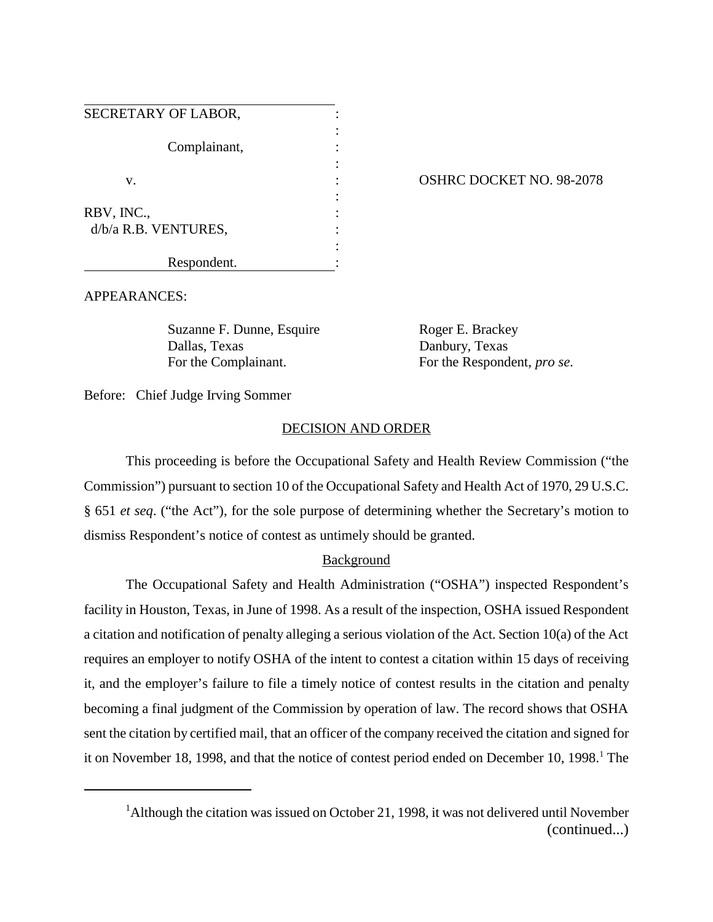SECRETARY OF LABOR,

Complainant,

v.

RBV, INC.,
d/b/a R.B. VENTURES,

Respondent.

OSHRC DOCKET NO. 98-2078

APPEARANCES:

Suzanne F. Dunne, Esquire
Dallas, Texas
For the Complainant.

Roger E. Brackey
Danbury, Texas
For the Respondent, *pro se.*

Before: Chief Judge Irving Sommer

## DECISION AND ORDER

This proceeding is before the Occupational Safety and Health Review Commission ("the Commission") pursuant to section 10 of the Occupational Safety and Health Act of 1970, 29 U.S.C. § 651 *et seq*. ("the Act"), for the sole purpose of determining whether the Secretary's motion to dismiss Respondent's notice of contest as untimely should be granted.

### Background

The Occupational Safety and Health Administration ("OSHA") inspected Respondent's facility in Houston, Texas, in June of 1998. As a result of the inspection, OSHA issued Respondent a citation and notification of penalty alleging a serious violation of the Act. Section 10(a) of the Act requires an employer to notify OSHA of the intent to contest a citation within 15 days of receiving it, and the employer's failure to file a timely notice of contest results in the citation and penalty becoming a final judgment of the Commission by operation of law. The record shows that OSHA sent the citation by certified mail, that an officer of the company received the citation and signed for it on November 18, 1998, and that the notice of contest period ended on December 10, 1998.[1] The

[1]Although the citation was issued on October 21, 1998, it was not delivered until November (continued...)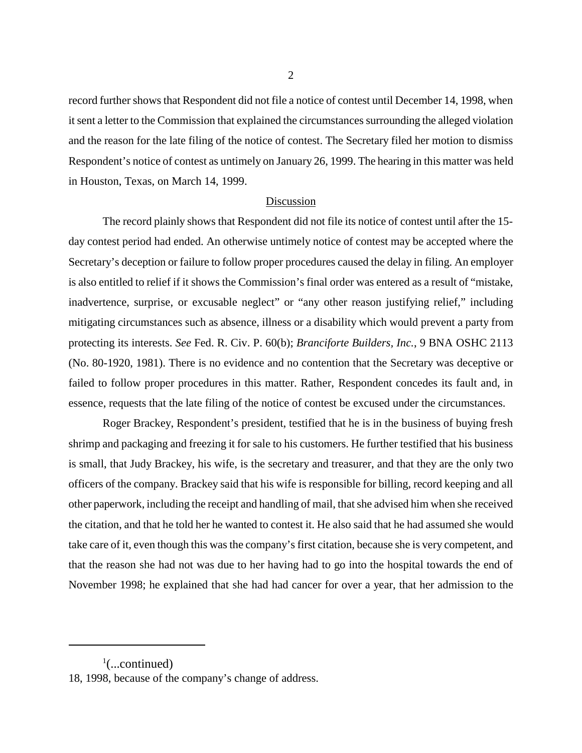record further shows that Respondent did not file a notice of contest until December 14, 1998, when it sent a letter to the Commission that explained the circumstances surrounding the alleged violation and the reason for the late filing of the notice of contest. The Secretary filed her motion to dismiss Respondent's notice of contest as untimely on January 26, 1999. The hearing in this matter was held in Houston, Texas, on March 14, 1999.

## Discussion

The record plainly shows that Respondent did not file its notice of contest until after the 15-day contest period had ended. An otherwise untimely notice of contest may be accepted where the Secretary's deception or failure to follow proper procedures caused the delay in filing. An employer is also entitled to relief if it shows the Commission's final order was entered as a result of "mistake, inadvertence, surprise, or excusable neglect" or "any other reason justifying relief," including mitigating circumstances such as absence, illness or a disability which would prevent a party from protecting its interests. *See* Fed. R. Civ. P. 60(b); *Branciforte Builders, Inc.*, 9 BNA OSHC 2113 (No. 80-1920, 1981). There is no evidence and no contention that the Secretary was deceptive or failed to follow proper procedures in this matter. Rather, Respondent concedes its fault and, in essence, requests that the late filing of the notice of contest be excused under the circumstances.

Roger Brackey, Respondent's president, testified that he is in the business of buying fresh shrimp and packaging and freezing it for sale to his customers. He further testified that his business is small, that Judy Brackey, his wife, is the secretary and treasurer, and that they are the only two officers of the company. Brackey said that his wife is responsible for billing, record keeping and all other paperwork, including the receipt and handling of mail, that she advised him when she received the citation, and that he told her he wanted to contest it. He also said that he had assumed she would take care of it, even though this was the company's first citation, because she is very competent, and that the reason she had not was due to her having had to go into the hospital towards the end of November 1998; he explained that she had had cancer for over a year, that her admission to the

---

[1](...continued)
18, 1998, because of the company's change of address.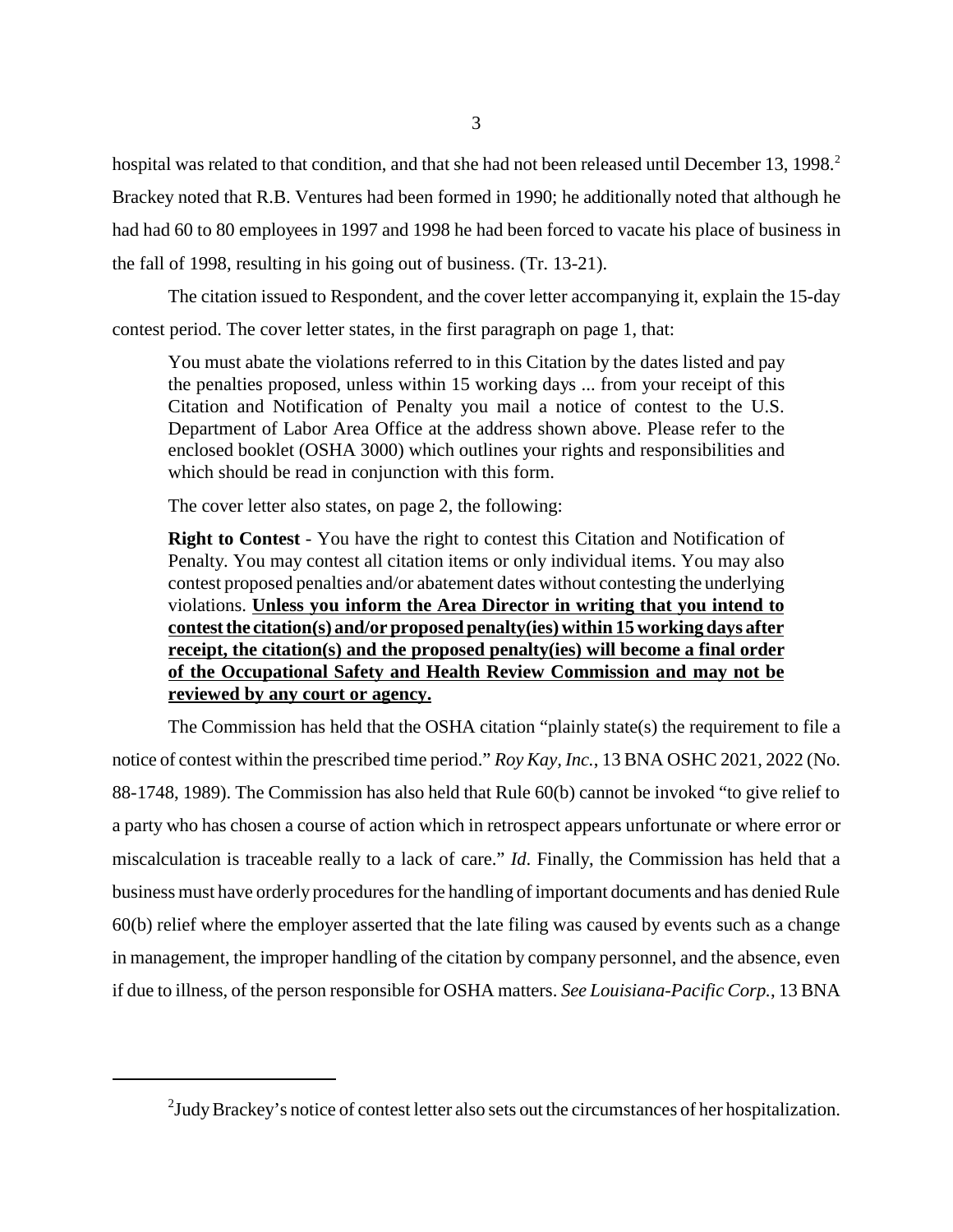hospital was related to that condition, and that she had not been released until December 13, 1998.[2] Brackey noted that R.B. Ventures had been formed in 1990; he additionally noted that although he had had 60 to 80 employees in 1997 and 1998 he had been forced to vacate his place of business in the fall of 1998, resulting in his going out of business. (Tr. 13-21).

The citation issued to Respondent, and the cover letter accompanying it, explain the 15-day contest period. The cover letter states, in the first paragraph on page 1, that:

> You must abate the violations referred to in this Citation by the dates listed and pay the penalties proposed, unless within 15 working days ... from your receipt of this Citation and Notification of Penalty you mail a notice of contest to the U.S. Department of Labor Area Office at the address shown above. Please refer to the enclosed booklet (OSHA 3000) which outlines your rights and responsibilities and which should be read in conjunction with this form.

The cover letter also states, on page 2, the following:

> **Right to Contest** - You have the right to contest this Citation and Notification of Penalty. You may contest all citation items or only individual items. You may also contest proposed penalties and/or abatement dates without contesting the underlying violations. **<u>Unless you inform the Area Director in writing that you intend to contest the citation(s) and/or proposed penalty(ies) within 15 working days after receipt, the citation(s) and the proposed penalty(ies) will become a final order of the Occupational Safety and Health Review Commission and may not be reviewed by any court or agency.</u>**

The Commission has held that the OSHA citation "plainly state(s) the requirement to file a notice of contest within the prescribed time period." *Roy Kay, Inc.*, 13 BNA OSHC 2021, 2022 (No. 88-1748, 1989). The Commission has also held that Rule 60(b) cannot be invoked "to give relief to a party who has chosen a course of action which in retrospect appears unfortunate or where error or miscalculation is traceable really to a lack of care." *Id*. Finally, the Commission has held that a business must have orderly procedures for the handling of important documents and has denied Rule 60(b) relief where the employer asserted that the late filing was caused by events such as a change in management, the improper handling of the citation by company personnel, and the absence, even if due to illness, of the person responsible for OSHA matters. *See Louisiana-Pacific Corp.*, 13 BNA

---

[2] Judy Brackey's notice of contest letter also sets out the circumstances of her hospitalization.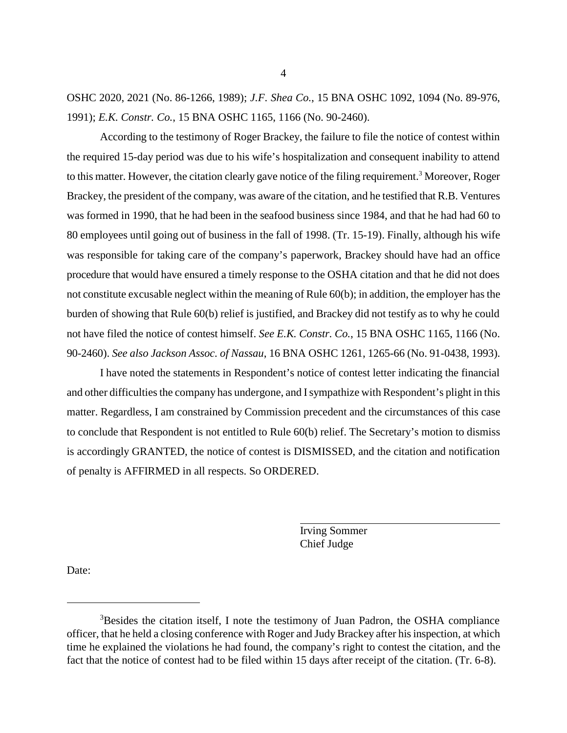OSHC 2020, 2021 (No. 86-1266, 1989); *J.F. Shea Co.*, 15 BNA OSHC 1092, 1094 (No. 89-976, 1991); *E.K. Constr. Co.*, 15 BNA OSHC 1165, 1166 (No. 90-2460).

According to the testimony of Roger Brackey, the failure to file the notice of contest within the required 15-day period was due to his wife's hospitalization and consequent inability to attend to this matter. However, the citation clearly gave notice of the filing requirement.[3] Moreover, Roger Brackey, the president of the company, was aware of the citation, and he testified that R.B. Ventures was formed in 1990, that he had been in the seafood business since 1984, and that he had had 60 to 80 employees until going out of business in the fall of 1998. (Tr. 15-19). Finally, although his wife was responsible for taking care of the company's paperwork, Brackey should have had an office procedure that would have ensured a timely response to the OSHA citation and that he did not does not constitute excusable neglect within the meaning of Rule 60(b); in addition, the employer has the burden of showing that Rule 60(b) relief is justified, and Brackey did not testify as to why he could not have filed the notice of contest himself. *See E.K. Constr. Co.*, 15 BNA OSHC 1165, 1166 (No. 90-2460). *See also Jackson Assoc. of Nassau*, 16 BNA OSHC 1261, 1265-66 (No. 91-0438, 1993).

I have noted the statements in Respondent's notice of contest letter indicating the financial and other difficulties the company has undergone, and I sympathize with Respondent's plight in this matter. Regardless, I am constrained by Commission precedent and the circumstances of this case to conclude that Respondent is not entitled to Rule 60(b) relief. The Secretary's motion to dismiss is accordingly GRANTED, the notice of contest is DISMISSED, and the citation and notification of penalty is AFFIRMED in all respects. So ORDERED.

Irving Sommer
Chief Judge

Date:

[3] Besides the citation itself, I note the testimony of Juan Padron, the OSHA compliance officer, that he held a closing conference with Roger and Judy Brackey after his inspection, at which time he explained the violations he had found, the company's right to contest the citation, and the fact that the notice of contest had to be filed within 15 days after receipt of the citation. (Tr. 6-8).